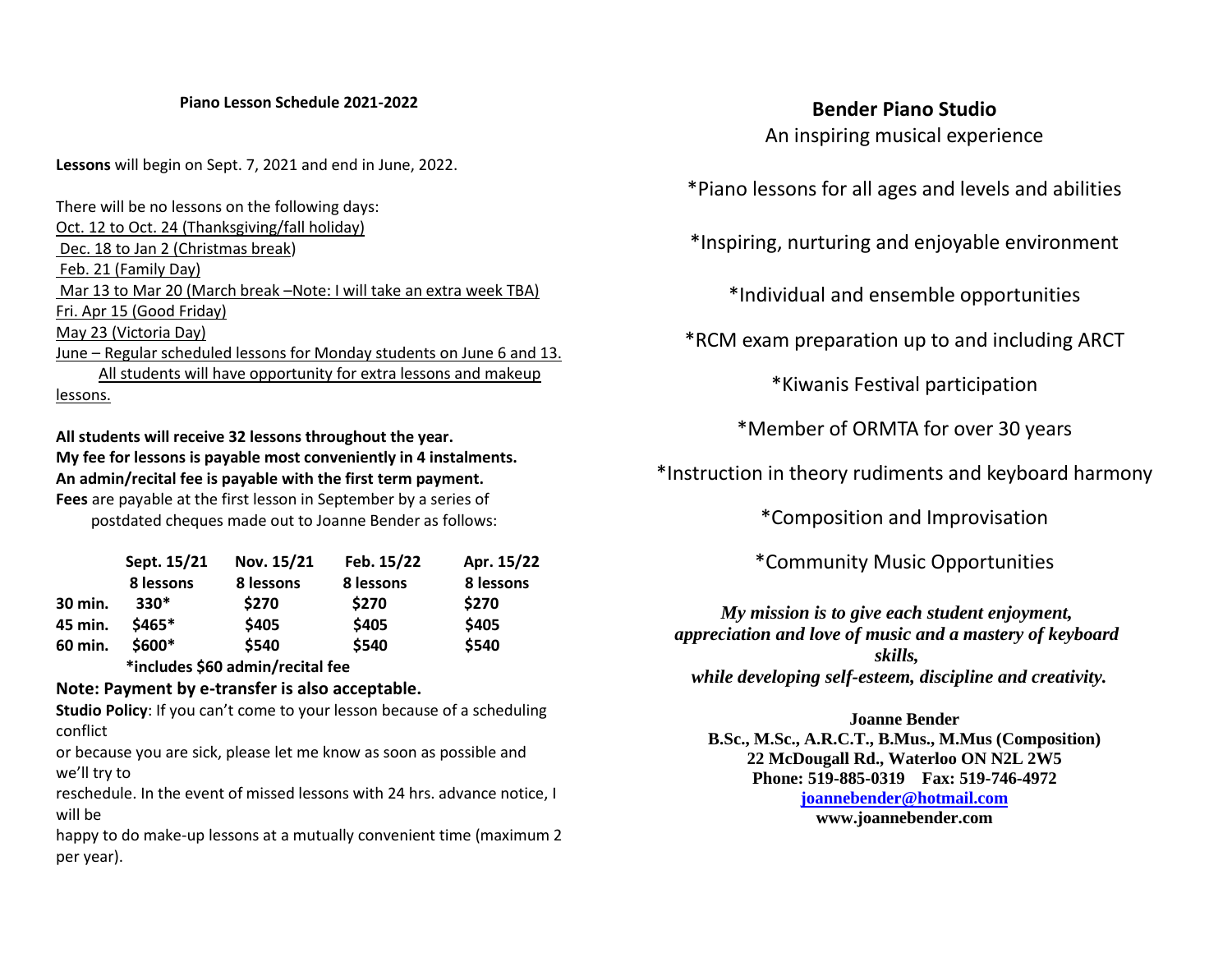# Piano Lesson Schedule 2021-2022

**Lessons** will begin on Sept. 7, 2021 and end in June, 2022.

There will be no lessons on the following days:
Oct. 12 to Oct. 24 (Thanksgiving/fall holiday)
Dec. 18 to Jan 2 (Christmas break)
Feb. 21 (Family Day)
Mar 13 to Mar 20 (March break –Note: I will take an extra week TBA)
Fri. Apr 15 (Good Friday)
May 23 (Victoria Day)
June – Regular scheduled lessons for Monday students on June 6 and 13. All students will have opportunity for extra lessons and makeup lessons.

**All students will receive 32 lessons throughout the year.**
**My fee for lessons is payable most conveniently in 4 instalments.**
**An admin/recital fee is payable with the first term payment.**
**Fees** are payable at the first lesson in September by a series of postdated cheques made out to Joanne Bender as follows:

| | Sept. 15/21 | Nov. 15/21 | Feb. 15/22 | Apr. 15/22 |
|---|---|---|---|---|
| | 8 lessons | 8 lessons | 8 lessons | 8 lessons |
| 30 min. | 330* | $270 | $270 | $270 |
| 45 min. | $465* | $405 | $405 | $405 |
| 60 min. | $600* | $540 | $540 | $540 |

**\*includes $60 admin/recital fee**

**Note: Payment by e-transfer is also acceptable.**

**Studio Policy**: If you can't come to your lesson because of a scheduling conflict or because you are sick, please let me know as soon as possible and we'll try to reschedule. In the event of missed lessons with 24 hrs. advance notice, I will be happy to do make-up lessons at a mutually convenient time (maximum 2 per year).

## Bender Piano Studio

An inspiring musical experience

*Piano lessons for all ages and levels and abilities

*Inspiring, nurturing and enjoyable environment

*Individual and ensemble opportunities

*RCM exam preparation up to and including ARCT

*Kiwanis Festival participation

*Member of ORMTA for over 30 years

*Instruction in theory rudiments and keyboard harmony

*Composition and Improvisation

*Community Music Opportunities

***My mission is to give each student enjoyment, appreciation and love of music and a mastery of keyboard skills, while developing self-esteem, discipline and creativity.***

**Joanne Bender**
**B.Sc., M.Sc., A.R.C.T., B.Mus., M.Mus (Composition)**
**22 McDougall Rd., Waterloo ON N2L 2W5**
**Phone: 519-885-0319 Fax: 519-746-4972**
**joannebender@hotmail.com**
**www.joannebender.com**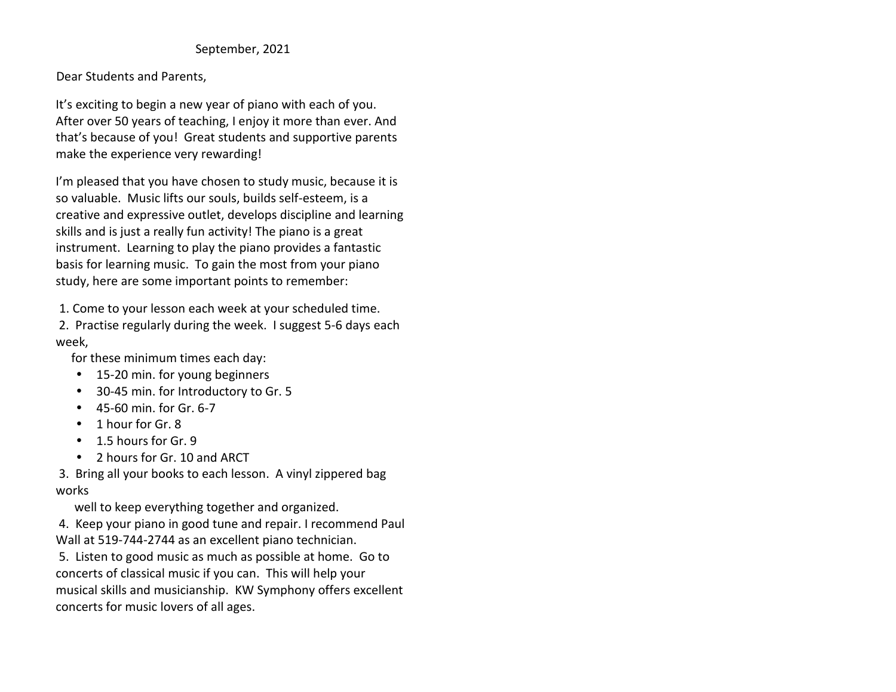September, 2021

Dear Students and Parents,

It's exciting to begin a new year of piano with each of you. After over 50 years of teaching, I enjoy it more than ever. And that's because of you! Great students and supportive parents make the experience very rewarding!

I'm pleased that you have chosen to study music, because it is so valuable. Music lifts our souls, builds self-esteem, is a creative and expressive outlet, develops discipline and learning skills and is just a really fun activity! The piano is a great instrument. Learning to play the piano provides a fantastic basis for learning music. To gain the most from your piano study, here are some important points to remember:

1. Come to your lesson each week at your scheduled time.
2. Practise regularly during the week. I suggest 5-6 days each week, for these minimum times each day:
   - 15-20 min. for young beginners
   - 30-45 min. for Introductory to Gr. 5
   - 45-60 min. for Gr. 6-7
   - 1 hour for Gr. 8
   - 1.5 hours for Gr. 9
   - 2 hours for Gr. 10 and ARCT
3. Bring all your books to each lesson. A vinyl zippered bag works well to keep everything together and organized.
4. Keep your piano in good tune and repair. I recommend Paul Wall at 519-744-2744 as an excellent piano technician.
5. Listen to good music as much as possible at home. Go to concerts of classical music if you can. This will help your musical skills and musicianship. KW Symphony offers excellent concerts for music lovers of all ages.